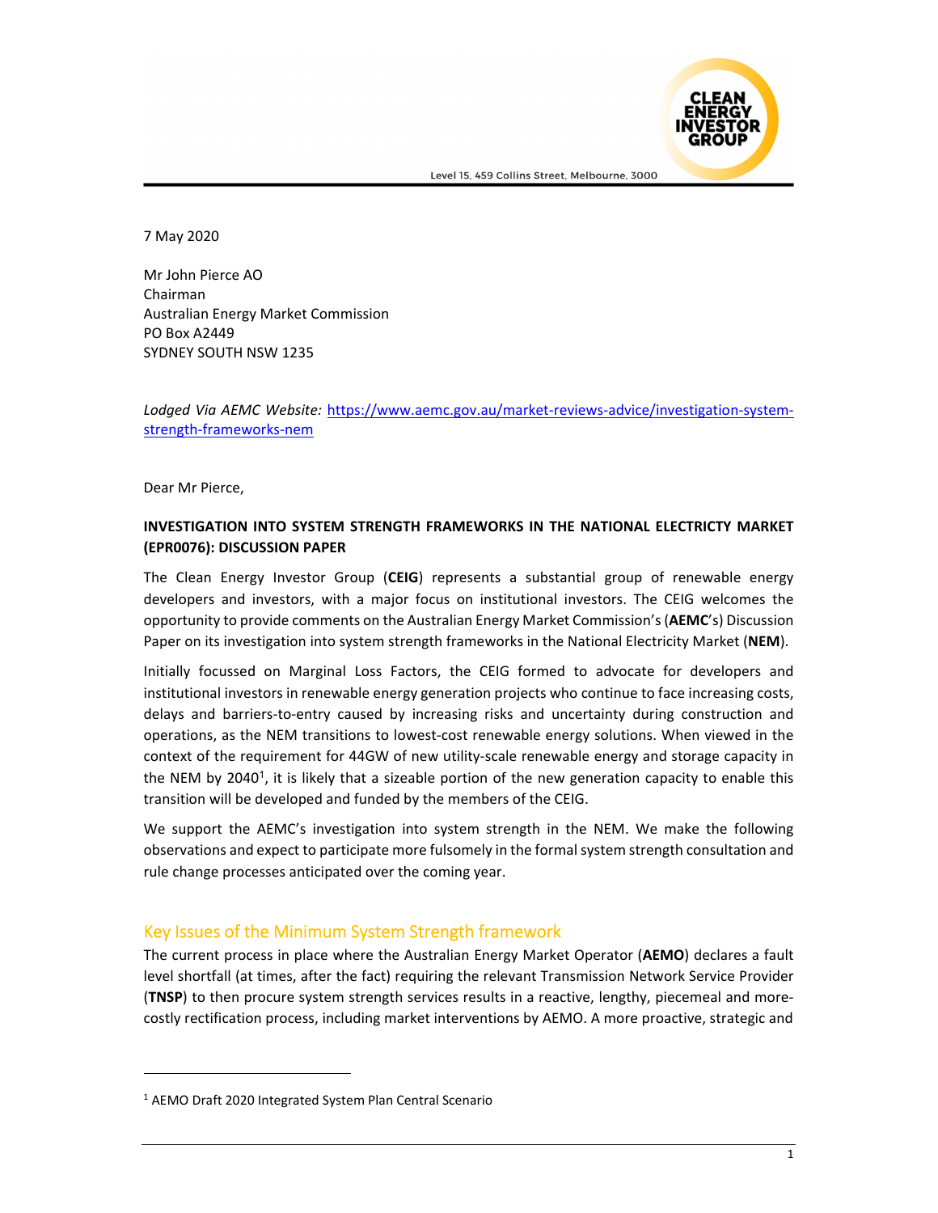Level 15, 459 Collins Street, Melbourne, 3000

7 May 2020

Mr John Pierce AO
Chairman
Australian Energy Market Commission
PO Box A2449
SYDNEY SOUTH NSW 1235

*Lodged Via AEMC Website:* https://www.aemc.gov.au/market-reviews-advice/investigation-system-strength-frameworks-nem

Dear Mr Pierce,

**INVESTIGATION INTO SYSTEM STRENGTH FRAMEWORKS IN THE NATIONAL ELECTRICTY MARKET (EPR0076): DISCUSSION PAPER**

The Clean Energy Investor Group (**CEIG**) represents a substantial group of renewable energy developers and investors, with a major focus on institutional investors. The CEIG welcomes the opportunity to provide comments on the Australian Energy Market Commission's (**AEMC**'s) Discussion Paper on its investigation into system strength frameworks in the National Electricity Market (**NEM**).

Initially focussed on Marginal Loss Factors, the CEIG formed to advocate for developers and institutional investors in renewable energy generation projects who continue to face increasing costs, delays and barriers-to-entry caused by increasing risks and uncertainty during construction and operations, as the NEM transitions to lowest-cost renewable energy solutions. When viewed in the context of the requirement for 44GW of new utility-scale renewable energy and storage capacity in the NEM by 2040[1], it is likely that a sizeable portion of the new generation capacity to enable this transition will be developed and funded by the members of the CEIG.

We support the AEMC's investigation into system strength in the NEM. We make the following observations and expect to participate more fulsomely in the formal system strength consultation and rule change processes anticipated over the coming year.

## Key Issues of the Minimum System Strength framework

The current process in place where the Australian Energy Market Operator (**AEMO**) declares a fault level shortfall (at times, after the fact) requiring the relevant Transmission Network Service Provider (**TNSP**) to then procure system strength services results in a reactive, lengthy, piecemeal and more-costly rectification process, including market interventions by AEMO. A more proactive, strategic and

[1] AEMO Draft 2020 Integrated System Plan Central Scenario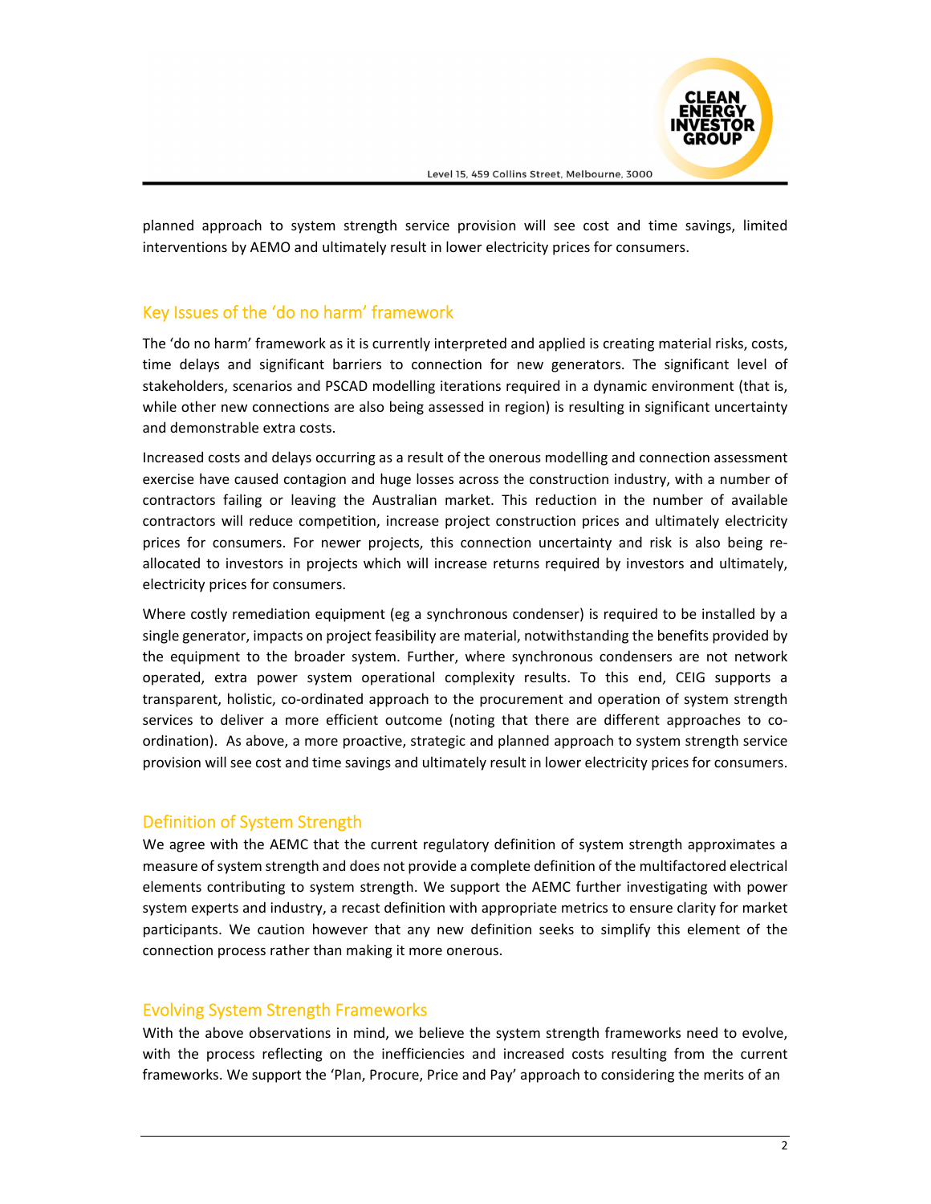planned approach to system strength service provision will see cost and time savings, limited interventions by AEMO and ultimately result in lower electricity prices for consumers.

## Key Issues of the 'do no harm' framework

The 'do no harm' framework as it is currently interpreted and applied is creating material risks, costs, time delays and significant barriers to connection for new generators. The significant level of stakeholders, scenarios and PSCAD modelling iterations required in a dynamic environment (that is, while other new connections are also being assessed in region) is resulting in significant uncertainty and demonstrable extra costs.

Increased costs and delays occurring as a result of the onerous modelling and connection assessment exercise have caused contagion and huge losses across the construction industry, with a number of contractors failing or leaving the Australian market. This reduction in the number of available contractors will reduce competition, increase project construction prices and ultimately electricity prices for consumers. For newer projects, this connection uncertainty and risk is also being re-allocated to investors in projects which will increase returns required by investors and ultimately, electricity prices for consumers.

Where costly remediation equipment (eg a synchronous condenser) is required to be installed by a single generator, impacts on project feasibility are material, notwithstanding the benefits provided by the equipment to the broader system. Further, where synchronous condensers are not network operated, extra power system operational complexity results. To this end, CEIG supports a transparent, holistic, co-ordinated approach to the procurement and operation of system strength services to deliver a more efficient outcome (noting that there are different approaches to co-ordination). As above, a more proactive, strategic and planned approach to system strength service provision will see cost and time savings and ultimately result in lower electricity prices for consumers.

## Definition of System Strength

We agree with the AEMC that the current regulatory definition of system strength approximates a measure of system strength and does not provide a complete definition of the multifactored electrical elements contributing to system strength. We support the AEMC further investigating with power system experts and industry, a recast definition with appropriate metrics to ensure clarity for market participants. We caution however that any new definition seeks to simplify this element of the connection process rather than making it more onerous.

## Evolving System Strength Frameworks

With the above observations in mind, we believe the system strength frameworks need to evolve, with the process reflecting on the inefficiencies and increased costs resulting from the current frameworks. We support the 'Plan, Procure, Price and Pay' approach to considering the merits of an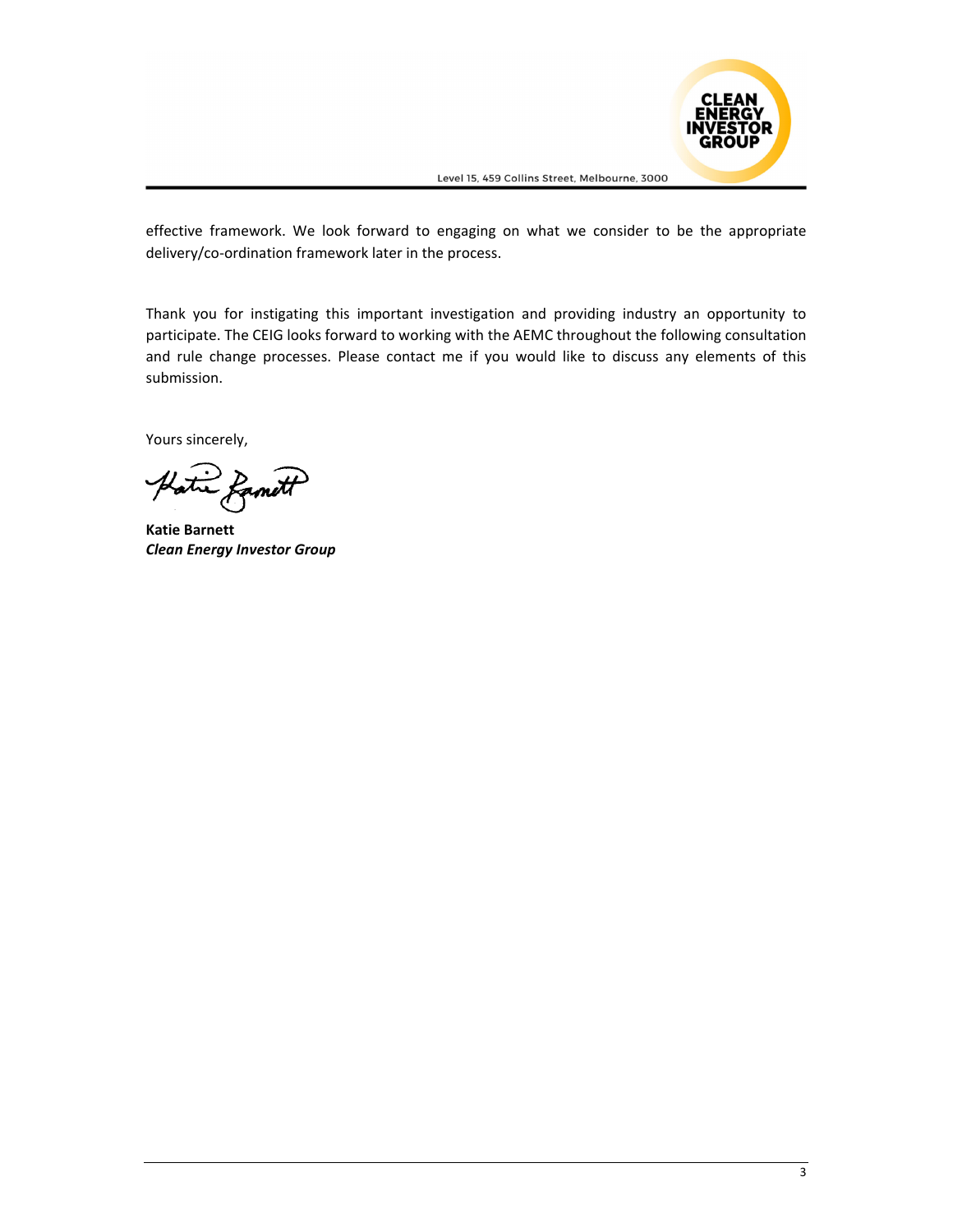effective framework. We look forward to engaging on what we consider to be the appropriate delivery/co-ordination framework later in the process.

Thank you for instigating this important investigation and providing industry an opportunity to participate. The CEIG looks forward to working with the AEMC throughout the following consultation and rule change processes. Please contact me if you would like to discuss any elements of this submission.

Yours sincerely,

**Katie Barnett**
***Clean Energy Investor Group***